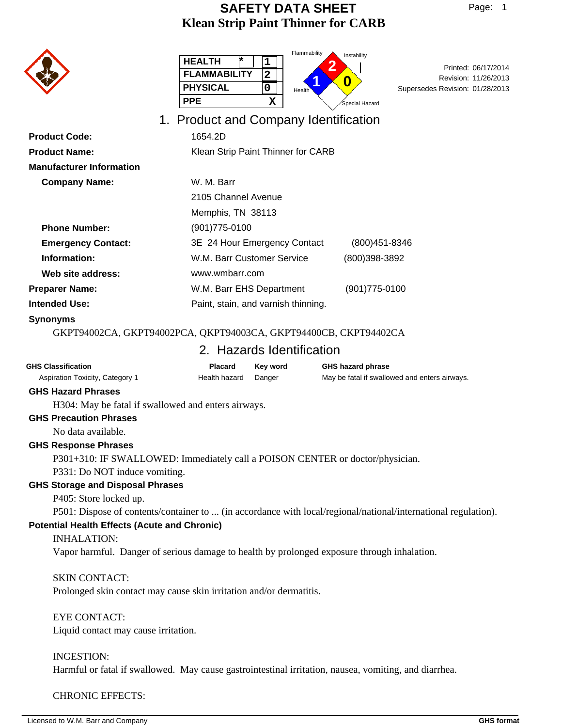# SAFETY DATA SHEET
## Klean Strip Paint Thinner for CARB

| HEALTH | * | 1 |
|---|---|---|
| FLAMMABILITY | | 2 |
| PHYSICAL | | 0 |
| PPE | | X |

Flammability 2, Instability 0, Health 1, Special Hazard

Printed: 06/17/2014
Revision: 11/26/2013
Supersedes Revision: 01/28/2013

## 1. Product and Company Identification

**Product Code:** 1654.2D

**Product Name:** Klean Strip Paint Thinner for CARB

**Manufacturer Information**

**Company Name:** W. M. Barr
2105 Channel Avenue
Memphis, TN 38113

**Phone Number:** (901)775-0100

**Emergency Contact:** 3E 24 Hour Emergency Contact (800)451-8346

**Information:** W.M. Barr Customer Service (800)398-3892

**Web site address:** www.wmbarr.com

**Preparer Name:** W.M. Barr EHS Department (901)775-0100

**Intended Use:** Paint, stain, and varnish thinning.

**Synonyms**

GKPT94002CA, GKPT94002PCA, QKPT94003CA, GKPT94400CB, CKPT94402CA

## 2. Hazards Identification

| GHS Classification | Placard | Key word | GHS hazard phrase |
|---|---|---|---|
| Aspiration Toxicity, Category 1 | Health hazard | Danger | May be fatal if swallowed and enters airways. |

**GHS Hazard Phrases**

H304: May be fatal if swallowed and enters airways.

**GHS Precaution Phrases**

No data available.

**GHS Response Phrases**

P301+310: IF SWALLOWED: Immediately call a POISON CENTER or doctor/physician.
P331: Do NOT induce vomiting.

**GHS Storage and Disposal Phrases**

P405: Store locked up.
P501: Dispose of contents/container to ... (in accordance with local/regional/national/international regulation).

**Potential Health Effects (Acute and Chronic)**

INHALATION:
Vapor harmful. Danger of serious damage to health by prolonged exposure through inhalation.

SKIN CONTACT:
Prolonged skin contact may cause skin irritation and/or dermatitis.

EYE CONTACT:
Liquid contact may cause irritation.

INGESTION:
Harmful or fatal if swallowed. May cause gastrointestinal irritation, nausea, vomiting, and diarrhea.

CHRONIC EFFECTS: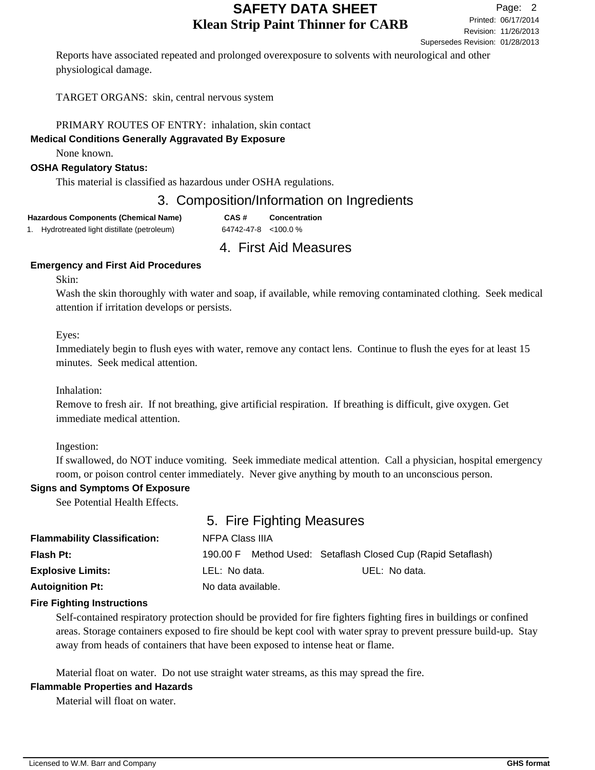Reports have associated repeated and prolonged overexposure to solvents with neurological and other physiological damage.

TARGET ORGANS: skin, central nervous system

PRIMARY ROUTES OF ENTRY: inhalation, skin contact

**Medical Conditions Generally Aggravated By Exposure**

None known.

**OSHA Regulatory Status:**

This material is classified as hazardous under OSHA regulations.

## 3. Composition/Information on Ingredients

| Hazardous Components (Chemical Name) | CAS # | Concentration |
|---|---|---|
| 1. Hydrotreated light distillate (petroleum) | 64742-47-8 | <100.0 % |

## 4. First Aid Measures

**Emergency and First Aid Procedures**

Skin:

Wash the skin thoroughly with water and soap, if available, while removing contaminated clothing. Seek medical attention if irritation develops or persists.

Eyes:

Immediately begin to flush eyes with water, remove any contact lens. Continue to flush the eyes for at least 15 minutes. Seek medical attention.

Inhalation:

Remove to fresh air. If not breathing, give artificial respiration. If breathing is difficult, give oxygen. Get immediate medical attention.

Ingestion:

If swallowed, do NOT induce vomiting. Seek immediate medical attention. Call a physician, hospital emergency room, or poison control center immediately. Never give anything by mouth to an unconscious person.

**Signs and Symptoms Of Exposure**

See Potential Health Effects.

## 5. Fire Fighting Measures

**Flammability Classification:** NFPA Class IIIA

**Flash Pt:** 190.00 F Method Used: Setaflash Closed Cup (Rapid Setaflash)

**Explosive Limits:** LEL: No data. UEL: No data.

**Autoignition Pt:** No data available.

**Fire Fighting Instructions**

Self-contained respiratory protection should be provided for fire fighters fighting fires in buildings or confined areas. Storage containers exposed to fire should be kept cool with water spray to prevent pressure build-up. Stay away from heads of containers that have been exposed to intense heat or flame.

Material float on water. Do not use straight water streams, as this may spread the fire.

**Flammable Properties and Hazards**

Material will float on water.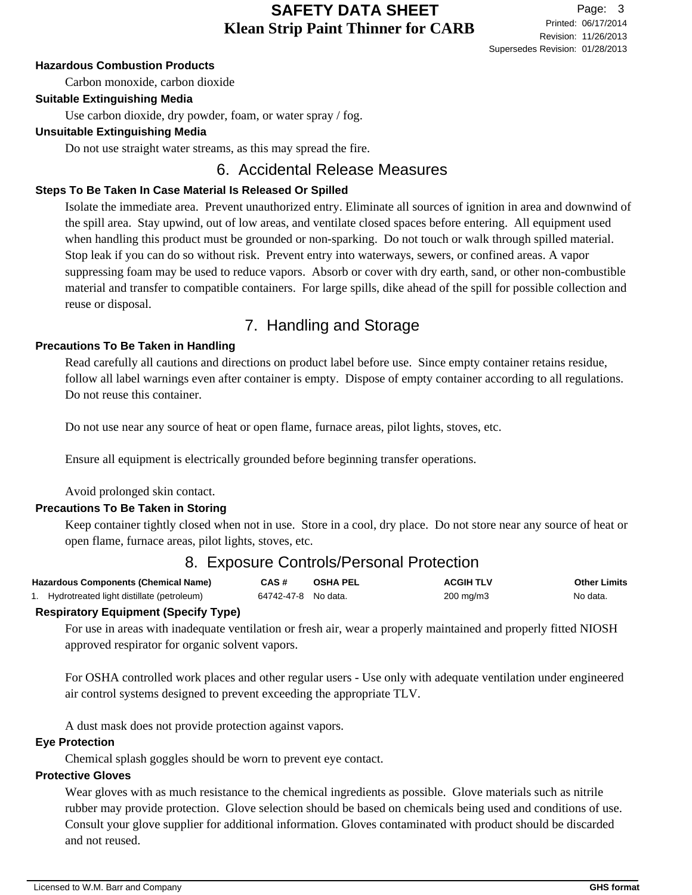**Hazardous Combustion Products**

Carbon monoxide, carbon dioxide

**Suitable Extinguishing Media**

Use carbon dioxide, dry powder, foam, or water spray / fog.

**Unsuitable Extinguishing Media**

Do not use straight water streams, as this may spread the fire.

## 6. Accidental Release Measures

**Steps To Be Taken In Case Material Is Released Or Spilled**

Isolate the immediate area. Prevent unauthorized entry. Eliminate all sources of ignition in area and downwind of the spill area. Stay upwind, out of low areas, and ventilate closed spaces before entering. All equipment used when handling this product must be grounded or non-sparking. Do not touch or walk through spilled material. Stop leak if you can do so without risk. Prevent entry into waterways, sewers, or confined areas. A vapor suppressing foam may be used to reduce vapors. Absorb or cover with dry earth, sand, or other non-combustible material and transfer to compatible containers. For large spills, dike ahead of the spill for possible collection and reuse or disposal.

## 7. Handling and Storage

**Precautions To Be Taken in Handling**

Read carefully all cautions and directions on product label before use. Since empty container retains residue, follow all label warnings even after container is empty. Dispose of empty container according to all regulations. Do not reuse this container.

Do not use near any source of heat or open flame, furnace areas, pilot lights, stoves, etc.

Ensure all equipment is electrically grounded before beginning transfer operations.

Avoid prolonged skin contact.

**Precautions To Be Taken in Storing**

Keep container tightly closed when not in use. Store in a cool, dry place. Do not store near any source of heat or open flame, furnace areas, pilot lights, stoves, etc.

## 8. Exposure Controls/Personal Protection

| Hazardous Components (Chemical Name) | CAS # | OSHA PEL | ACGIH TLV | Other Limits |
|---|---|---|---|---|
| 1. Hydrotreated light distillate (petroleum) | 64742-47-8 | No data. | 200 mg/m3 | No data. |

**Respiratory Equipment (Specify Type)**

For use in areas with inadequate ventilation or fresh air, wear a properly maintained and properly fitted NIOSH approved respirator for organic solvent vapors.

For OSHA controlled work places and other regular users - Use only with adequate ventilation under engineered air control systems designed to prevent exceeding the appropriate TLV.

A dust mask does not provide protection against vapors.

**Eye Protection**

Chemical splash goggles should be worn to prevent eye contact.

**Protective Gloves**

Wear gloves with as much resistance to the chemical ingredients as possible. Glove materials such as nitrile rubber may provide protection. Glove selection should be based on chemicals being used and conditions of use. Consult your glove supplier for additional information. Gloves contaminated with product should be discarded and not reused.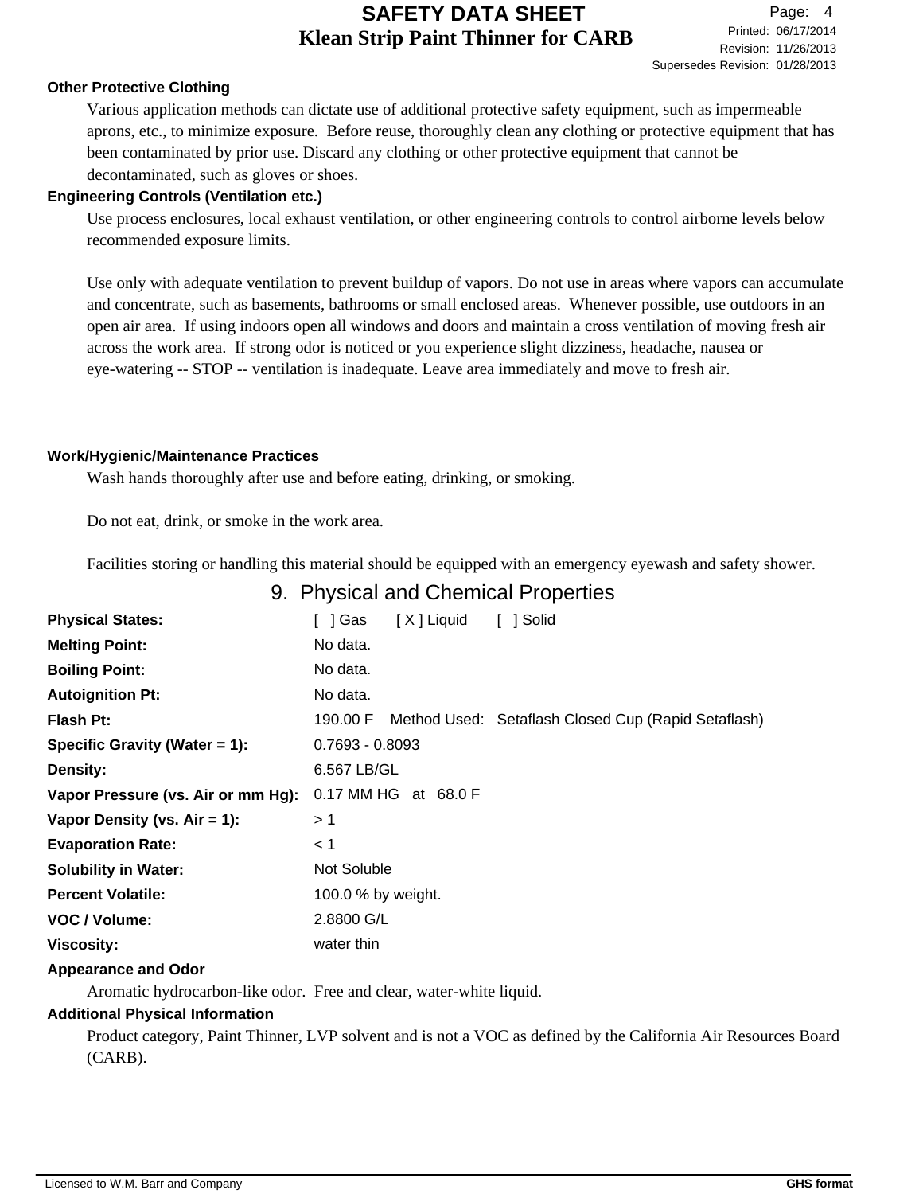### Other Protective Clothing

Various application methods can dictate use of additional protective safety equipment, such as impermeable aprons, etc., to minimize exposure. Before reuse, thoroughly clean any clothing or protective equipment that has been contaminated by prior use. Discard any clothing or other protective equipment that cannot be decontaminated, such as gloves or shoes.

### Engineering Controls (Ventilation etc.)

Use process enclosures, local exhaust ventilation, or other engineering controls to control airborne levels below recommended exposure limits.

Use only with adequate ventilation to prevent buildup of vapors. Do not use in areas where vapors can accumulate and concentrate, such as basements, bathrooms or small enclosed areas. Whenever possible, use outdoors in an open air area. If using indoors open all windows and doors and maintain a cross ventilation of moving fresh air across the work area. If strong odor is noticed or you experience slight dizziness, headache, nausea or eye-watering -- STOP -- ventilation is inadequate. Leave area immediately and move to fresh air.

### Work/Hygienic/Maintenance Practices

Wash hands thoroughly after use and before eating, drinking, or smoking.

Do not eat, drink, or smoke in the work area.

Facilities storing or handling this material should be equipped with an emergency eyewash and safety shower.

## 9. Physical and Chemical Properties

| | |
|---|---|
| **Physical States:** | [ ] Gas [ X ] Liquid [ ] Solid |
| **Melting Point:** | No data. |
| **Boiling Point:** | No data. |
| **Autoignition Pt:** | No data. |
| **Flash Pt:** | 190.00 F Method Used: Setaflash Closed Cup (Rapid Setaflash) |
| **Specific Gravity (Water = 1):** | 0.7693 - 0.8093 |
| **Density:** | 6.567 LB/GL |
| **Vapor Pressure (vs. Air or mm Hg):** | 0.17 MM HG at 68.0 F |
| **Vapor Density (vs. Air = 1):** | > 1 |
| **Evaporation Rate:** | < 1 |
| **Solubility in Water:** | Not Soluble |
| **Percent Volatile:** | 100.0 % by weight. |
| **VOC / Volume:** | 2.8800 G/L |
| **Viscosity:** | water thin |

### Appearance and Odor

Aromatic hydrocarbon-like odor. Free and clear, water-white liquid.

### Additional Physical Information

Product category, Paint Thinner, LVP solvent and is not a VOC as defined by the California Air Resources Board (CARB).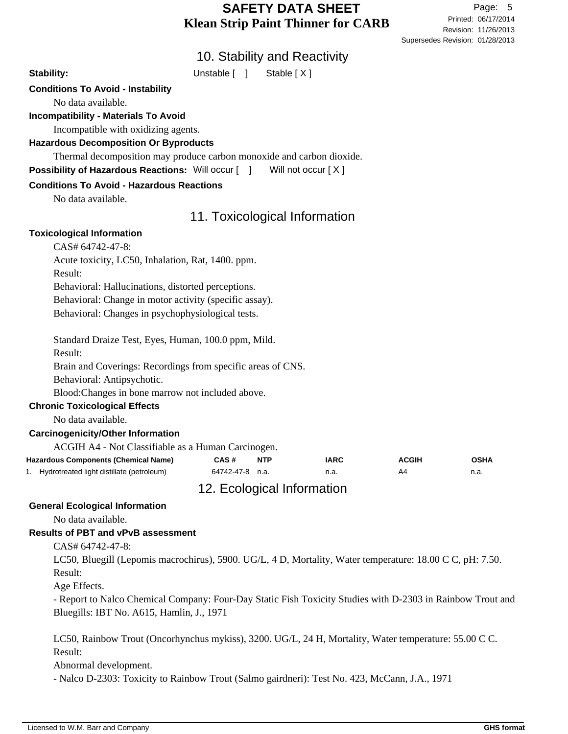## 10. Stability and Reactivity

**Stability:** Unstable [ ] Stable [ X ]

**Conditions To Avoid - Instability**

No data available.

**Incompatibility - Materials To Avoid**

Incompatible with oxidizing agents.

**Hazardous Decomposition Or Byproducts**

Thermal decomposition may produce carbon monoxide and carbon dioxide.

**Possibility of Hazardous Reactions:** Will occur [ ] Will not occur [ X ]

**Conditions To Avoid - Hazardous Reactions**

No data available.

## 11. Toxicological Information

**Toxicological Information**

CAS# 64742-47-8:
Acute toxicity, LC50, Inhalation, Rat, 1400. ppm.
Result:
Behavioral: Hallucinations, distorted perceptions.
Behavioral: Change in motor activity (specific assay).
Behavioral: Changes in psychophysiological tests.

Standard Draize Test, Eyes, Human, 100.0 ppm, Mild.
Result:
Brain and Coverings: Recordings from specific areas of CNS.
Behavioral: Antipsychotic.
Blood:Changes in bone marrow not included above.

**Chronic Toxicological Effects**

No data available.

**Carcinogenicity/Other Information**

ACGIH A4 - Not Classifiable as a Human Carcinogen.

| Hazardous Components (Chemical Name) | CAS # | NTP | IARC | ACGIH | OSHA |
|---|---|---|---|---|---|
| 1. Hydrotreated light distillate (petroleum) | 64742-47-8 | n.a. | n.a. | A4 | n.a. |

## 12. Ecological Information

**General Ecological Information**

No data available.

**Results of PBT and vPvB assessment**

CAS# 64742-47-8:
LC50, Bluegill (Lepomis macrochirus), 5900. UG/L, 4 D, Mortality, Water temperature: 18.00 C C, pH: 7.50.
Result:
Age Effects.
- Report to Nalco Chemical Company: Four-Day Static Fish Toxicity Studies with D-2303 in Rainbow Trout and Bluegills: IBT No. A615, Hamlin, J., 1971

LC50, Rainbow Trout (Oncorhynchus mykiss), 3200. UG/L, 24 H, Mortality, Water temperature: 55.00 C C.
Result:
Abnormal development.
- Nalco D-2303: Toxicity to Rainbow Trout (Salmo gairdneri): Test No. 423, McCann, J.A., 1971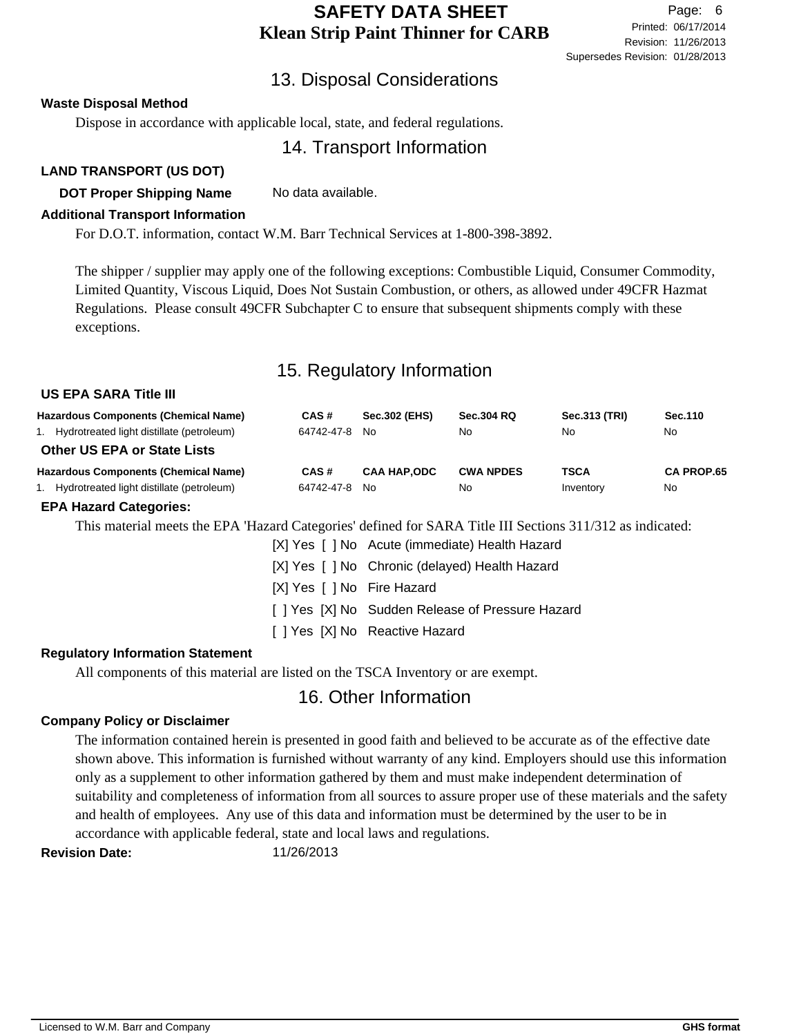## 13. Disposal Considerations

**Waste Disposal Method**

Dispose in accordance with applicable local, state, and federal regulations.

## 14. Transport Information

**LAND TRANSPORT (US DOT)**

**DOT Proper Shipping Name** No data available.

**Additional Transport Information**

For D.O.T. information, contact W.M. Barr Technical Services at 1-800-398-3892.

The shipper / supplier may apply one of the following exceptions: Combustible Liquid, Consumer Commodity, Limited Quantity, Viscous Liquid, Does Not Sustain Combustion, or others, as allowed under 49CFR Hazmat Regulations. Please consult 49CFR Subchapter C to ensure that subsequent shipments comply with these exceptions.

## 15. Regulatory Information

**US EPA SARA Title III**

| Hazardous Components (Chemical Name) | CAS # | Sec.302 (EHS) | Sec.304 RQ | Sec.313 (TRI) | Sec.110 |
|---|---|---|---|---|---|
| 1. Hydrotreated light distillate (petroleum) | 64742-47-8 | No | No | No | No |

**Other US EPA or State Lists**

| Hazardous Components (Chemical Name) | CAS # | CAA HAP,ODC | CWA NPDES | TSCA | CA PROP.65 |
|---|---|---|---|---|---|
| 1. Hydrotreated light distillate (petroleum) | 64742-47-8 | No | No | Inventory | No |

**EPA Hazard Categories:**

This material meets the EPA 'Hazard Categories' defined for SARA Title III Sections 311/312 as indicated:

[X] Yes [ ] No Acute (immediate) Health Hazard

[X] Yes [ ] No Chronic (delayed) Health Hazard

[X] Yes [ ] No Fire Hazard

[ ] Yes [X] No Sudden Release of Pressure Hazard

[ ] Yes [X] No Reactive Hazard

**Regulatory Information Statement**

All components of this material are listed on the TSCA Inventory or are exempt.

## 16. Other Information

**Company Policy or Disclaimer**

The information contained herein is presented in good faith and believed to be accurate as of the effective date shown above. This information is furnished without warranty of any kind. Employers should use this information only as a supplement to other information gathered by them and must make independent determination of suitability and completeness of information from all sources to assure proper use of these materials and the safety and health of employees. Any use of this data and information must be determined by the user to be in accordance with applicable federal, state and local laws and regulations.

**Revision Date:** 11/26/2013